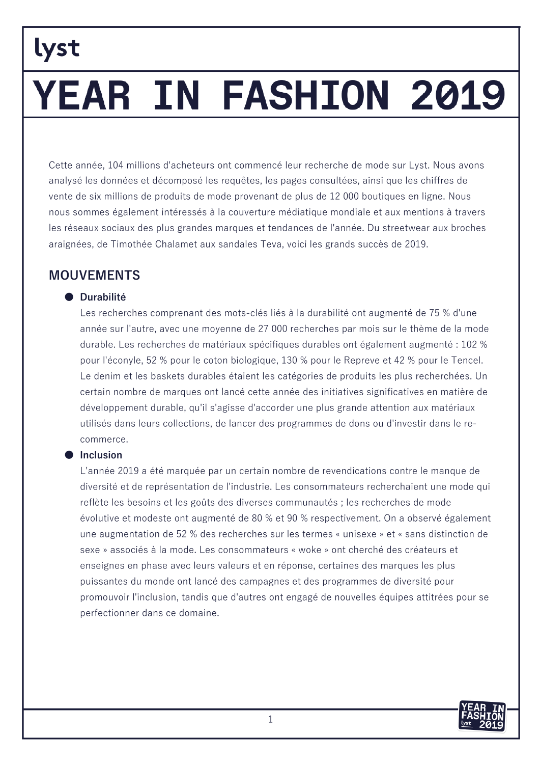lyst

# YEAR IN FASHION 2019

Cette année, 104 millions d'acheteurs ont commencé leur recherche de mode sur Lyst. Nous avons analysé les données et décomposé les requêtes, les pages consultées, ainsi que les chiffres de vente de six millions de produits de mode provenant de plus de 12 000 boutiques en ligne. Nous nous sommes également intéressés à la couverture médiatique mondiale et aux mentions à travers les réseaux sociaux des plus grandes marques et tendances de l'année. Du streetwear aux broches araignées, de Timothée Chalamet aux sandales Teva, voici les grands succès de 2019.

## MOUVEMENTS

- **Durabilité**
  Les recherches comprenant des mots-clés liés à la durabilité ont augmenté de 75 % d'une année sur l'autre, avec une moyenne de 27 000 recherches par mois sur le thème de la mode durable. Les recherches de matériaux spécifiques durables ont également augmenté : 102 % pour l'éconyle, 52 % pour le coton biologique, 130 % pour le Repreve et 42 % pour le Tencel. Le denim et les baskets durables étaient les catégories de produits les plus recherchées. Un certain nombre de marques ont lancé cette année des initiatives significatives en matière de développement durable, qu'il s'agisse d'accorder une plus grande attention aux matériaux utilisés dans leurs collections, de lancer des programmes de dons ou d'investir dans le re-commerce.
- **Inclusion**
  L'année 2019 a été marquée par un certain nombre de revendications contre le manque de diversité et de représentation de l'industrie. Les consommateurs recherchaient une mode qui reflète les besoins et les goûts des diverses communautés ; les recherches de mode évolutive et modeste ont augmenté de 80 % et 90 % respectivement. On a observé également une augmentation de 52 % des recherches sur les termes « unisexe » et « sans distinction de sexe » associés à la mode. Les consommateurs « woke » ont cherché des créateurs et enseignes en phase avec leurs valeurs et en réponse, certaines des marques les plus puissantes du monde ont lancé des campagnes et des programmes de diversité pour promouvoir l'inclusion, tandis que d'autres ont engagé de nouvelles équipes attitrées pour se perfectionner dans ce domaine.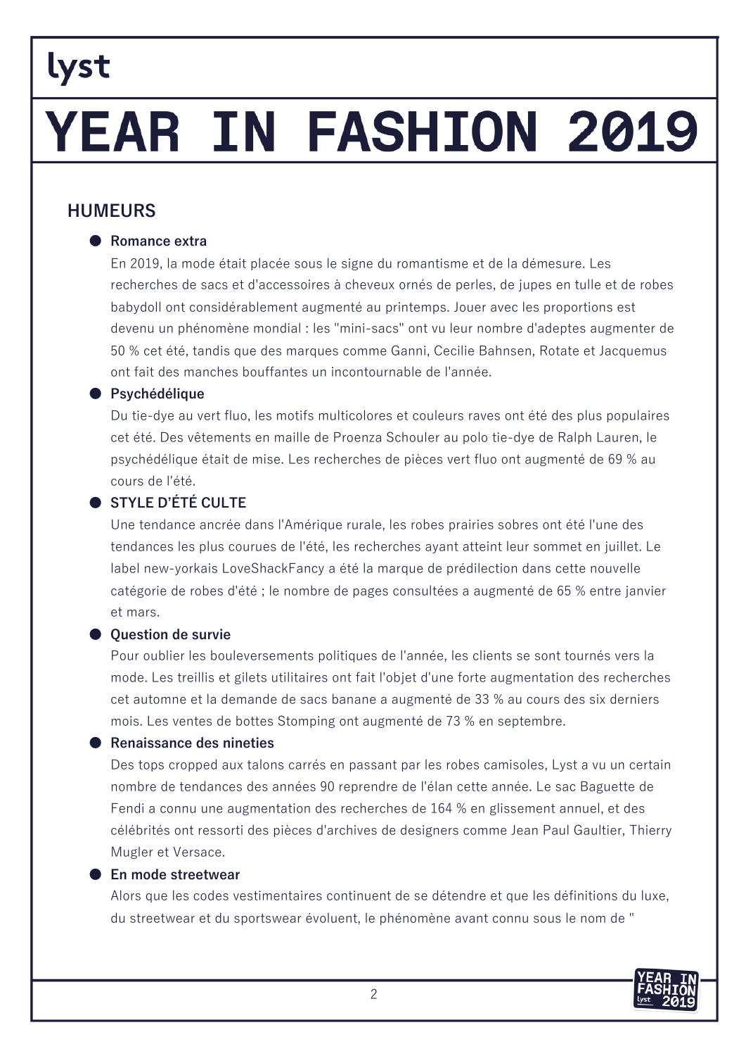## HUMEURS

- **Romance extra**

  En 2019, la mode était placée sous le signe du romantisme et de la démesure. Les recherches de sacs et d'accessoires à cheveux ornés de perles, de jupes en tulle et de robes babydoll ont considérablement augmenté au printemps. Jouer avec les proportions est devenu un phénomène mondial : les "mini-sacs" ont vu leur nombre d'adeptes augmenter de 50 % cet été, tandis que des marques comme Ganni, Cecilie Bahnsen, Rotate et Jacquemus ont fait des manches bouffantes un incontournable de l'année.

- **Psychédélique**

  Du tie-dye au vert fluo, les motifs multicolores et couleurs raves ont été des plus populaires cet été. Des vêtements en maille de Proenza Schouler au polo tie-dye de Ralph Lauren, le psychédélique était de mise. Les recherches de pièces vert fluo ont augmenté de 69 % au cours de l'été.

- **STYLE D'ÉTÉ CULTE**

  Une tendance ancrée dans l'Amérique rurale, les robes prairies sobres ont été l'une des tendances les plus courues de l'été, les recherches ayant atteint leur sommet en juillet. Le label new-yorkais LoveShackFancy a été la marque de prédilection dans cette nouvelle catégorie de robes d'été ; le nombre de pages consultées a augmenté de 65 % entre janvier et mars.

- **Question de survie**

  Pour oublier les bouleversements politiques de l'année, les clients se sont tournés vers la mode. Les treillis et gilets utilitaires ont fait l'objet d'une forte augmentation des recherches cet automne et la demande de sacs banane a augmenté de 33 % au cours des six derniers mois. Les ventes de bottes Stomping ont augmenté de 73 % en septembre.

- **Renaissance des nineties**

  Des tops cropped aux talons carrés en passant par les robes camisoles, Lyst a vu un certain nombre de tendances des années 90 reprendre de l'élan cette année. Le sac Baguette de Fendi a connu une augmentation des recherches de 164 % en glissement annuel, et des célébrités ont ressorti des pièces d'archives de designers comme Jean Paul Gaultier, Thierry Mugler et Versace.

- **En mode streetwear**

  Alors que les codes vestimentaires continuent de se détendre et que les définitions du luxe, du streetwear et du sportswear évoluent, le phénomène avant connu sous le nom de "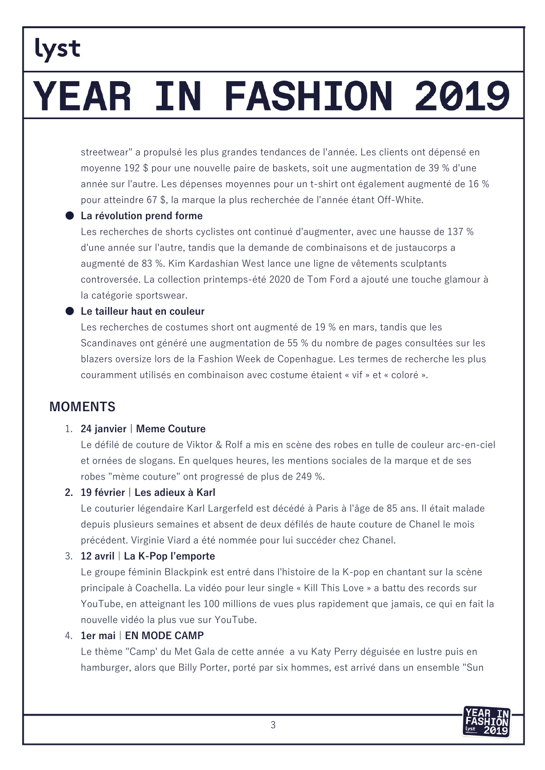streetwear" a propulsé les plus grandes tendances de l'année. Les clients ont dépensé en moyenne 192 $ pour une nouvelle paire de baskets, soit une augmentation de 39 % d'une année sur l'autre. Les dépenses moyennes pour un t-shirt ont également augmenté de 16 % pour atteindre 67 $, la marque la plus recherchée de l'année étant Off-White.

- **La révolution prend forme**
  Les recherches de shorts cyclistes ont continué d'augmenter, avec une hausse de 137 % d'une année sur l'autre, tandis que la demande de combinaisons et de justaucorps a augmenté de 83 %. Kim Kardashian West lance une ligne de vêtements sculptants controversée. La collection printemps-été 2020 de Tom Ford a ajouté une touche glamour à la catégorie sportswear.
- **Le tailleur haut en couleur**
  Les recherches de costumes short ont augmenté de 19 % en mars, tandis que les Scandinaves ont généré une augmentation de 55 % du nombre de pages consultées sur les blazers oversize lors de la Fashion Week de Copenhague. Les termes de recherche les plus couramment utilisés en combinaison avec costume étaient « vif » et « coloré ».

## MOMENTS

1. **24 janvier | Meme Couture**
   Le défilé de couture de Viktor & Rolf a mis en scène des robes en tulle de couleur arc-en-ciel et ornées de slogans. En quelques heures, les mentions sociales de la marque et de ses robes "mème couture" ont progressé de plus de 249 %.
2. **19 février | Les adieux à Karl**
   Le couturier légendaire Karl Largerfeld est décédé à Paris à l'âge de 85 ans. Il était malade depuis plusieurs semaines et absent de deux défilés de haute couture de Chanel le mois précédent. Virginie Viard a été nommée pour lui succéder chez Chanel.
3. **12 avril | La K-Pop l'emporte**
   Le groupe féminin Blackpink est entré dans l'histoire de la K-pop en chantant sur la scène principale à Coachella. La vidéo pour leur single « Kill This Love » a battu des records sur YouTube, en atteignant les 100 millions de vues plus rapidement que jamais, ce qui en fait la nouvelle vidéo la plus vue sur YouTube.
4. **1er mai | EN MODE CAMP**
   Le thème "Camp' du Met Gala de cette année a vu Katy Perry déguisée en lustre puis en hamburger, alors que Billy Porter, porté par six hommes, est arrivé dans un ensemble "Sun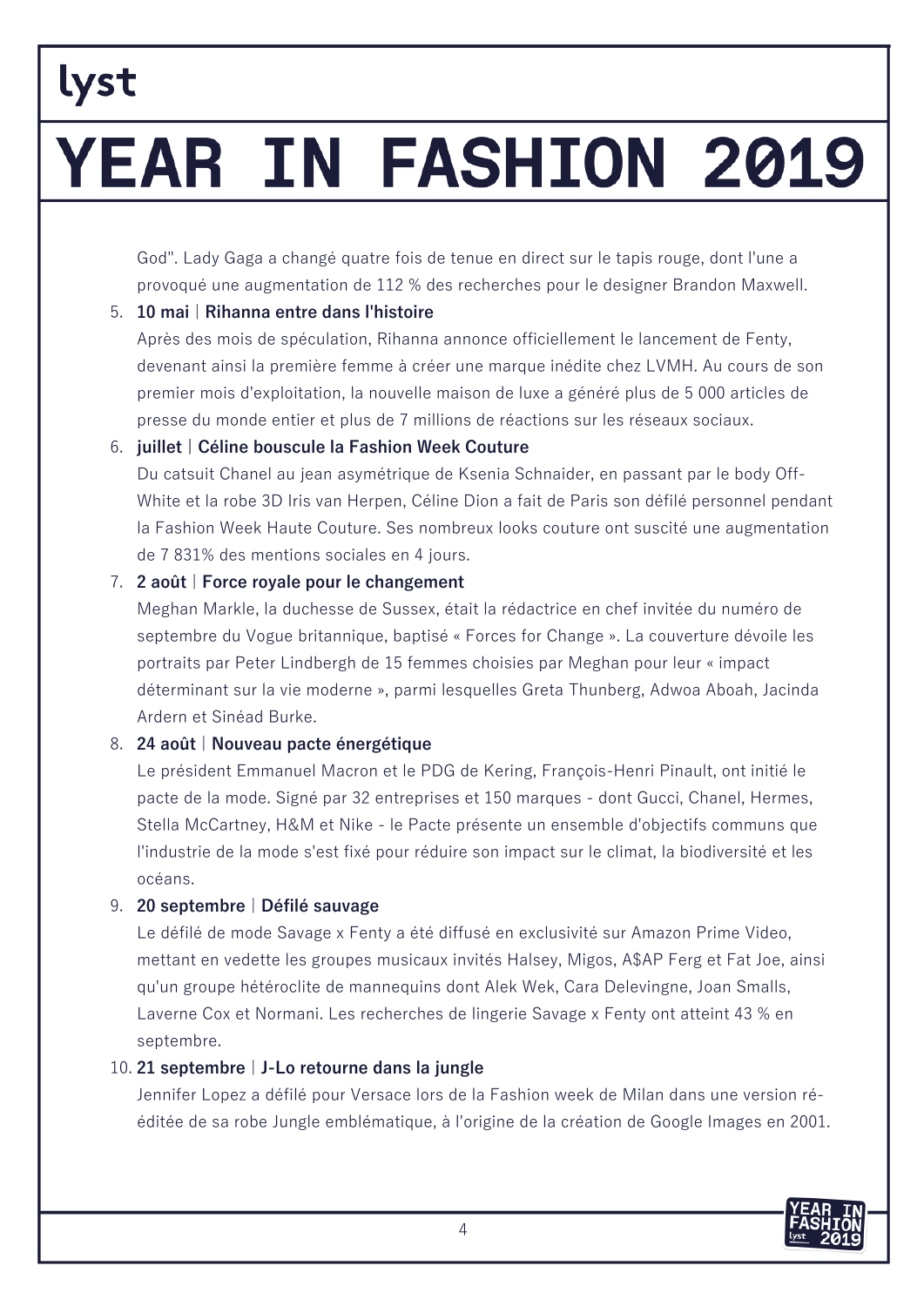God". Lady Gaga a changé quatre fois de tenue en direct sur le tapis rouge, dont l'une a provoqué une augmentation de 112 % des recherches pour le designer Brandon Maxwell.

5. **10 mai | Rihanna entre dans l'histoire**
   Après des mois de spéculation, Rihanna annonce officiellement le lancement de Fenty, devenant ainsi la première femme à créer une marque inédite chez LVMH. Au cours de son premier mois d'exploitation, la nouvelle maison de luxe a généré plus de 5 000 articles de presse du monde entier et plus de 7 millions de réactions sur les réseaux sociaux.
6. **juillet | Céline bouscule la Fashion Week Couture**
   Du catsuit Chanel au jean asymétrique de Ksenia Schnaider, en passant par le body Off-White et la robe 3D Iris van Herpen, Céline Dion a fait de Paris son défilé personnel pendant la Fashion Week Haute Couture. Ses nombreux looks couture ont suscité une augmentation de 7 831% des mentions sociales en 4 jours.
7. **2 août | Force royale pour le changement**
   Meghan Markle, la duchesse de Sussex, était la rédactrice en chef invitée du numéro de septembre du Vogue britannique, baptisé « Forces for Change ». La couverture dévoile les portraits par Peter Lindbergh de 15 femmes choisies par Meghan pour leur « impact déterminant sur la vie moderne », parmi lesquelles Greta Thunberg, Adwoa Aboah, Jacinda Ardern et Sinéad Burke.
8. **24 août | Nouveau pacte énergétique**
   Le président Emmanuel Macron et le PDG de Kering, François-Henri Pinault, ont initié le pacte de la mode. Signé par 32 entreprises et 150 marques - dont Gucci, Chanel, Hermes, Stella McCartney, H&M et Nike - le Pacte présente un ensemble d'objectifs communs que l'industrie de la mode s'est fixé pour réduire son impact sur le climat, la biodiversité et les océans.
9. **20 septembre | Défilé sauvage**
   Le défilé de mode Savage x Fenty a été diffusé en exclusivité sur Amazon Prime Video, mettant en vedette les groupes musicaux invités Halsey, Migos, A$AP Ferg et Fat Joe, ainsi qu'un groupe hétéroclite de mannequins dont Alek Wek, Cara Delevingne, Joan Smalls, Laverne Cox et Normani. Les recherches de lingerie Savage x Fenty ont atteint 43 % en septembre.
10. **21 septembre | J-Lo retourne dans la jungle**
    Jennifer Lopez a défilé pour Versace lors de la Fashion week de Milan dans une version ré-éditée de sa robe Jungle emblématique, à l'origine de la création de Google Images en 2001.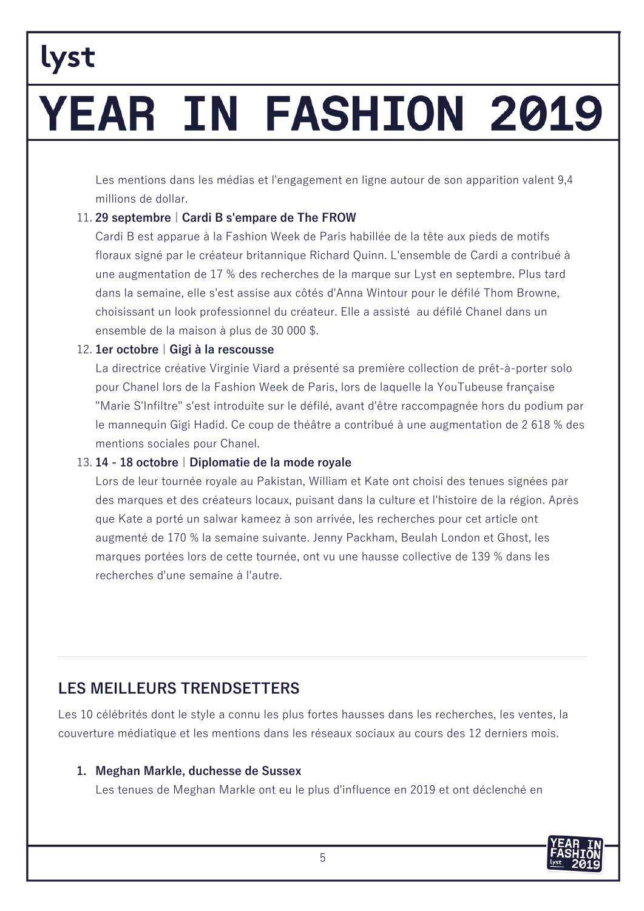Les mentions dans les médias et l'engagement en ligne autour de son apparition valent 9,4 millions de dollar.

11. **29 septembre | Cardi B s'empare de The FROW**
    Cardi B est apparue à la Fashion Week de Paris habillée de la tête aux pieds de motifs floraux signé par le créateur britannique Richard Quinn. L'ensemble de Cardi a contribué à une augmentation de 17 % des recherches de la marque sur Lyst en septembre. Plus tard dans la semaine, elle s'est assise aux côtés d'Anna Wintour pour le défilé Thom Browne, choisissant un look professionnel du créateur. Elle a assisté  au défilé Chanel dans un ensemble de la maison à plus de 30 000 $.
12. **1er octobre | Gigi à la rescousse**
    La directrice créative Virginie Viard a présenté sa première collection de prêt-à-porter solo pour Chanel lors de la Fashion Week de Paris, lors de laquelle la YouTubeuse française "Marie S'Infiltre" s'est introduite sur le défilé, avant d'être raccompagnée hors du podium par le mannequin Gigi Hadid. Ce coup de théâtre a contribué à une augmentation de 2 618 % des mentions sociales pour Chanel.
13. **14 - 18 octobre | Diplomatie de la mode royale**
    Lors de leur tournée royale au Pakistan, William et Kate ont choisi des tenues signées par des marques et des créateurs locaux, puisant dans la culture et l'histoire de la région. Après que Kate a porté un salwar kameez à son arrivée, les recherches pour cet article ont augmenté de 170 % la semaine suivante. Jenny Packham, Beulah London et Ghost, les marques portées lors de cette tournée, ont vu une hausse collective de 139 % dans les recherches d'une semaine à l'autre.

---

## LES MEILLEURS TRENDSETTERS

Les 10 célébrités dont le style a connu les plus fortes hausses dans les recherches, les ventes, la couverture médiatique et les mentions dans les réseaux sociaux au cours des 12 derniers mois.

1. **Meghan Markle, duchesse de Sussex**
   Les tenues de Meghan Markle ont eu le plus d'influence en 2019 et ont déclenché en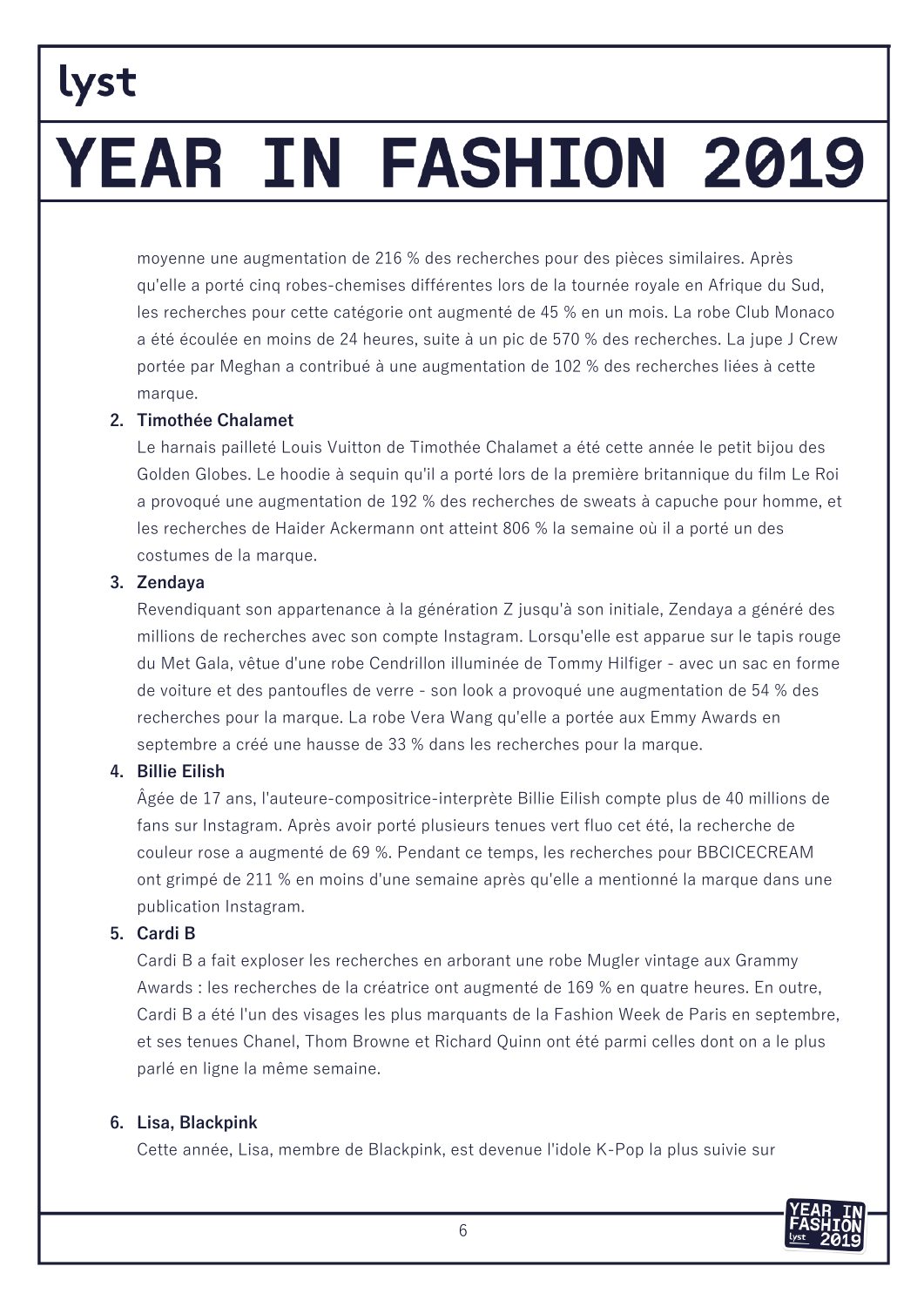moyenne une augmentation de 216 % des recherches pour des pièces similaires. Après qu'elle a porté cinq robes-chemises différentes lors de la tournée royale en Afrique du Sud, les recherches pour cette catégorie ont augmenté de 45 % en un mois. La robe Club Monaco a été écoulée en moins de 24 heures, suite à un pic de 570 % des recherches. La jupe J Crew portée par Meghan a contribué à une augmentation de 102 % des recherches liées à cette marque.

2. **Timothée Chalamet**
   Le harnais pailleté Louis Vuitton de Timothée Chalamet a été cette année le petit bijou des Golden Globes. Le hoodie à sequin qu'il a porté lors de la première britannique du film Le Roi a provoqué une augmentation de 192 % des recherches de sweats à capuche pour homme, et les recherches de Haider Ackermann ont atteint 806 % la semaine où il a porté un des costumes de la marque.

3. **Zendaya**
   Revendiquant son appartenance à la génération Z jusqu'à son initiale, Zendaya a généré des millions de recherches avec son compte Instagram. Lorsqu'elle est apparue sur le tapis rouge du Met Gala, vêtue d'une robe Cendrillon illuminée de Tommy Hilfiger - avec un sac en forme de voiture et des pantoufles de verre - son look a provoqué une augmentation de 54 % des recherches pour la marque. La robe Vera Wang qu'elle a portée aux Emmy Awards en septembre a créé une hausse de 33 % dans les recherches pour la marque.

4. **Billie Eilish**
   Âgée de 17 ans, l'auteure-compositrice-interprète Billie Eilish compte plus de 40 millions de fans sur Instagram. Après avoir porté plusieurs tenues vert fluo cet été, la recherche de couleur rose a augmenté de 69 %. Pendant ce temps, les recherches pour BBCICECREAM ont grimpé de 211 % en moins d'une semaine après qu'elle a mentionné la marque dans une publication Instagram.

5. **Cardi B**
   Cardi B a fait exploser les recherches en arborant une robe Mugler vintage aux Grammy Awards : les recherches de la créatrice ont augmenté de 169 % en quatre heures. En outre, Cardi B a été l'un des visages les plus marquants de la Fashion Week de Paris en septembre, et ses tenues Chanel, Thom Browne et Richard Quinn ont été parmi celles dont on a le plus parlé en ligne la même semaine.

6. **Lisa, Blackpink**
   Cette année, Lisa, membre de Blackpink, est devenue l'idole K-Pop la plus suivie sur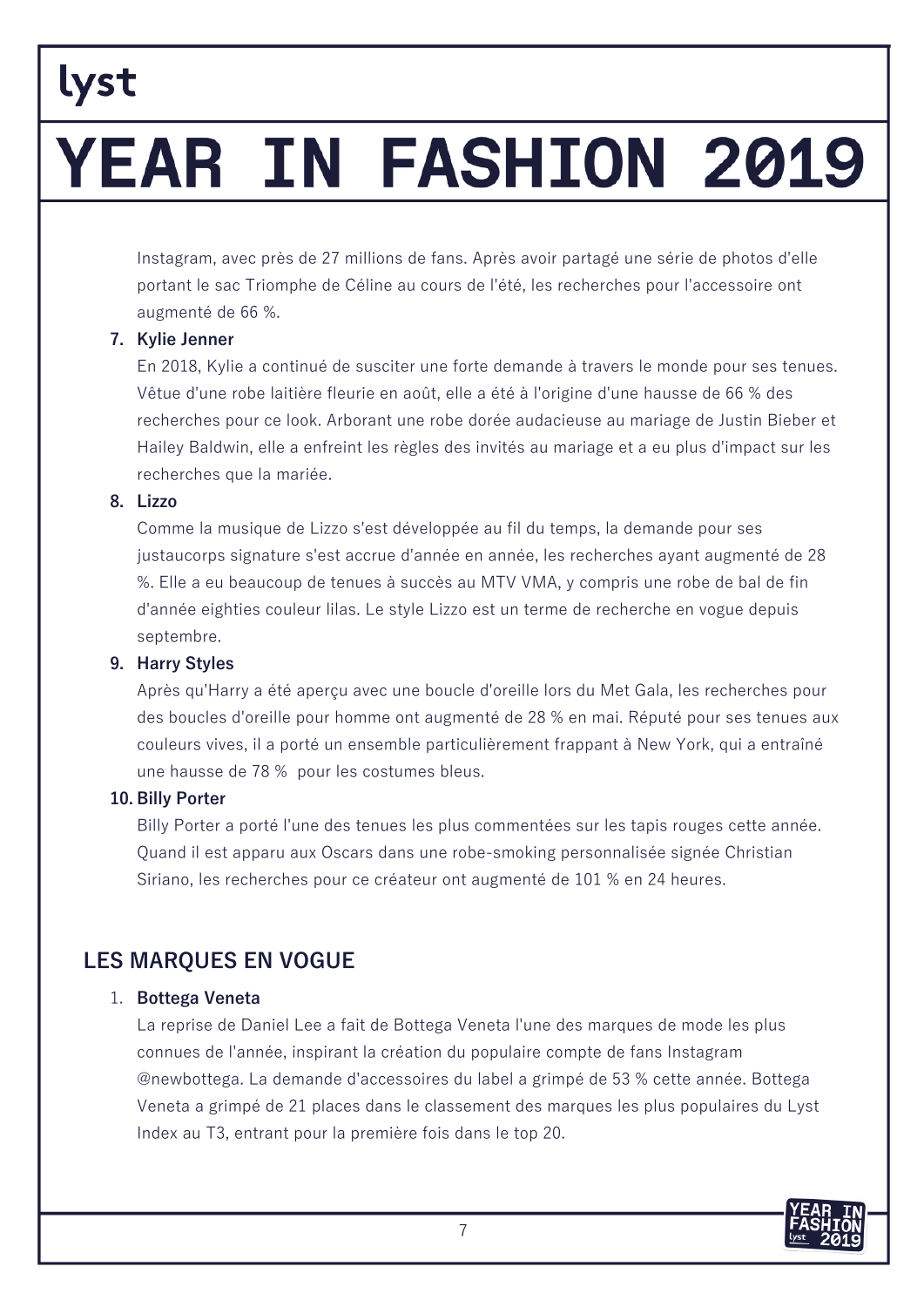Instagram, avec près de 27 millions de fans. Après avoir partagé une série de photos d'elle portant le sac Triomphe de Céline au cours de l'été, les recherches pour l'accessoire ont augmenté de 66 %.

7. **Kylie Jenner**
   En 2018, Kylie a continué de susciter une forte demande à travers le monde pour ses tenues. Vêtue d'une robe laitière fleurie en août, elle a été à l'origine d'une hausse de 66 % des recherches pour ce look. Arborant une robe dorée audacieuse au mariage de Justin Bieber et Hailey Baldwin, elle a enfreint les règles des invités au mariage et a eu plus d'impact sur les recherches que la mariée.
8. **Lizzo**
   Comme la musique de Lizzo s'est développée au fil du temps, la demande pour ses justaucorps signature s'est accrue d'année en année, les recherches ayant augmenté de 28 %. Elle a eu beaucoup de tenues à succès au MTV VMA, y compris une robe de bal de fin d'année eighties couleur lilas. Le style Lizzo est un terme de recherche en vogue depuis septembre.
9. **Harry Styles**
   Après qu'Harry a été aperçu avec une boucle d'oreille lors du Met Gala, les recherches pour des boucles d'oreille pour homme ont augmenté de 28 % en mai. Réputé pour ses tenues aux couleurs vives, il a porté un ensemble particulièrement frappant à New York, qui a entraîné une hausse de 78 % pour les costumes bleus.
10. **Billy Porter**
    Billy Porter a porté l'une des tenues les plus commentées sur les tapis rouges cette année. Quand il est apparu aux Oscars dans une robe-smoking personnalisée signée Christian Siriano, les recherches pour ce créateur ont augmenté de 101 % en 24 heures.

## LES MARQUES EN VOGUE

1. **Bottega Veneta**
   La reprise de Daniel Lee a fait de Bottega Veneta l'une des marques de mode les plus connues de l'année, inspirant la création du populaire compte de fans Instagram @newbottega. La demande d'accessoires du label a grimpé de 53 % cette année. Bottega Veneta a grimpé de 21 places dans le classement des marques les plus populaires du Lyst Index au T3, entrant pour la première fois dans le top 20.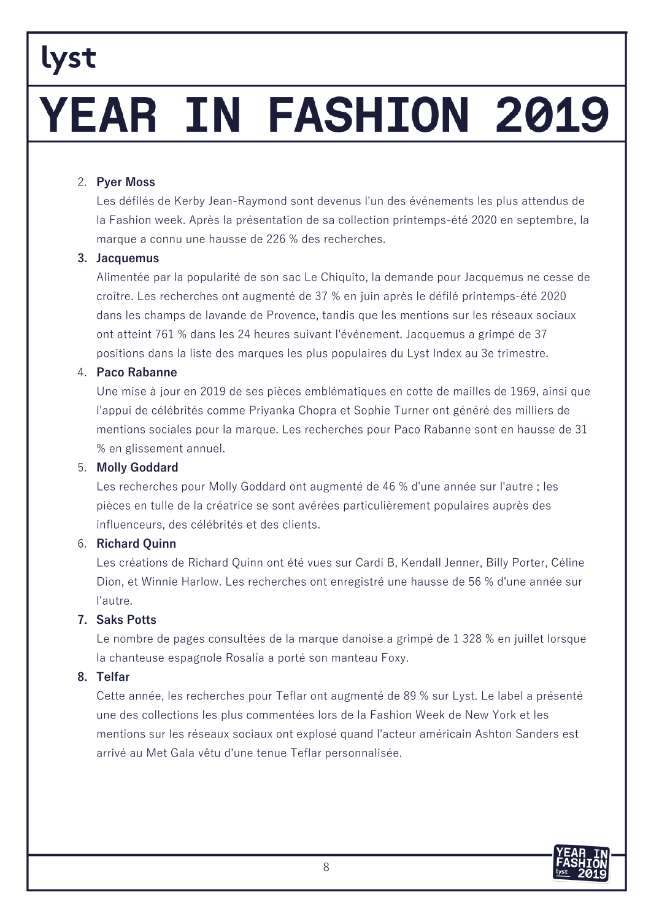2. **Pyer Moss**

   Les défilés de Kerby Jean-Raymond sont devenus l'un des événements les plus attendus de la Fashion week. Après la présentation de sa collection printemps-été 2020 en septembre, la marque a connu une hausse de 226 % des recherches.

3. **Jacquemus**

   Alimentée par la popularité de son sac Le Chiquito, la demande pour Jacquemus ne cesse de croître. Les recherches ont augmenté de 37 % en juin après le défilé printemps-été 2020 dans les champs de lavande de Provence, tandis que les mentions sur les réseaux sociaux ont atteint 761 % dans les 24 heures suivant l'événement. Jacquemus a grimpé de 37 positions dans la liste des marques les plus populaires du Lyst Index au 3e trimestre.

4. **Paco Rabanne**

   Une mise à jour en 2019 de ses pièces emblématiques en cotte de mailles de 1969, ainsi que l'appui de célébrités comme Priyanka Chopra et Sophie Turner ont généré des milliers de mentions sociales pour la marque. Les recherches pour Paco Rabanne sont en hausse de 31 % en glissement annuel.

5. **Molly Goddard**

   Les recherches pour Molly Goddard ont augmenté de 46 % d'une année sur l'autre ; les pièces en tulle de la créatrice se sont avérées particulièrement populaires auprès des influenceurs, des célébrités et des clients.

6. **Richard Quinn**

   Les créations de Richard Quinn ont été vues sur Cardi B, Kendall Jenner, Billy Porter, Céline Dion, et Winnie Harlow. Les recherches ont enregistré une hausse de 56 % d'une année sur l'autre.

7. **Saks Potts**

   Le nombre de pages consultées de la marque danoise a grimpé de 1 328 % en juillet lorsque la chanteuse espagnole Rosalía a porté son manteau Foxy.

8. **Telfar**

   Cette année, les recherches pour Teflar ont augmenté de 89 % sur Lyst. Le label a présenté une des collections les plus commentées lors de la Fashion Week de New York et les mentions sur les réseaux sociaux ont explosé quand l'acteur américain Ashton Sanders est arrivé au Met Gala vêtu d'une tenue Teflar personnalisée.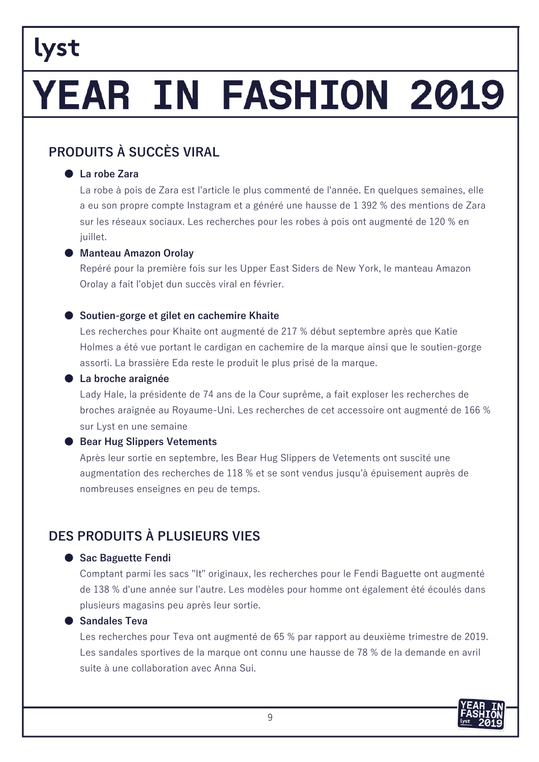lyst

# YEAR IN FASHION 2019

## PRODUITS À SUCCÈS VIRAL

- **La robe Zara**
  La robe à pois de Zara est l'article le plus commenté de l'année. En quelques semaines, elle a eu son propre compte Instagram et a généré une hausse de 1 392 % des mentions de Zara sur les réseaux sociaux. Les recherches pour les robes à pois ont augmenté de 120 % en juillet.
- **Manteau Amazon Orolay**
  Repéré pour la première fois sur les Upper East Siders de New York, le manteau Amazon Orolay a fait l'objet dun succès viral en février.

- **Soutien-gorge et gilet en cachemire Khaite**
  Les recherches pour Khaite ont augmenté de 217 % début septembre après que Katie Holmes a été vue portant le cardigan en cachemire de la marque ainsi que le soutien-gorge assorti. La brassière Eda reste le produit le plus prisé de la marque.
- **La broche araignée**
  Lady Hale, la présidente de 74 ans de la Cour suprême, a fait exploser les recherches de broches araignée au Royaume-Uni. Les recherches de cet accessoire ont augmenté de 166 % sur Lyst en une semaine
- **Bear Hug Slippers Vetements**
  Après leur sortie en septembre, les Bear Hug Slippers de Vetements ont suscité une augmentation des recherches de 118 % et se sont vendus jusqu'à épuisement auprès de nombreuses enseignes en peu de temps.

## DES PRODUITS À PLUSIEURS VIES

- **Sac Baguette Fendi**
  Comptant parmi les sacs "It" originaux, les recherches pour le Fendi Baguette ont augmenté de 138 % d'une année sur l'autre. Les modèles pour homme ont également été écoulés dans plusieurs magasins peu après leur sortie.
- **Sandales Teva**
  Les recherches pour Teva ont augmenté de 65 % par rapport au deuxième trimestre de 2019. Les sandales sportives de la marque ont connu une hausse de 78 % de la demande en avril suite à une collaboration avec Anna Sui.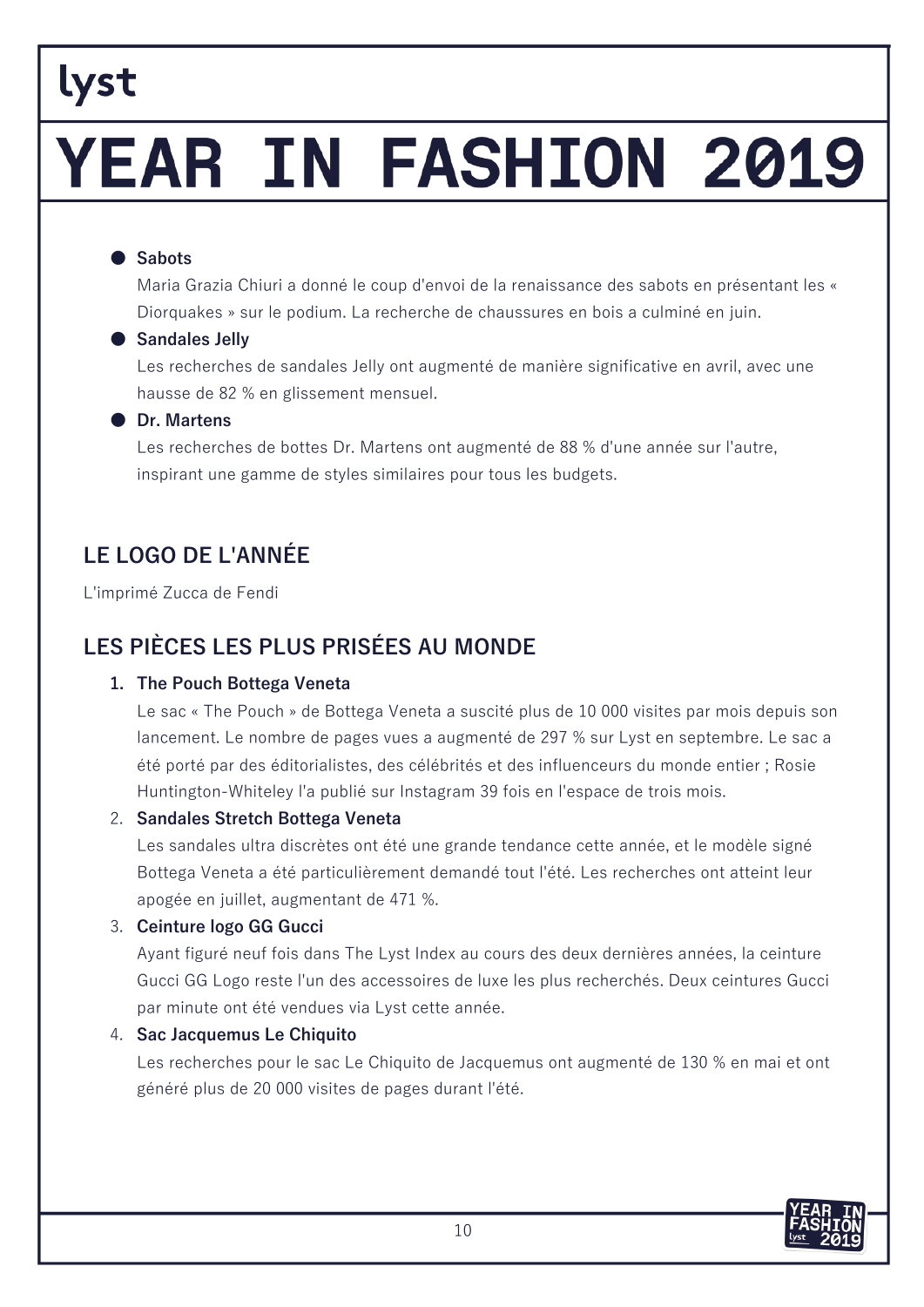- **Sabots**
  Maria Grazia Chiuri a donné le coup d'envoi de la renaissance des sabots en présentant les « Diorquakes » sur le podium. La recherche de chaussures en bois a culminé en juin.
- **Sandales Jelly**
  Les recherches de sandales Jelly ont augmenté de manière significative en avril, avec une hausse de 82 % en glissement mensuel.
- **Dr. Martens**
  Les recherches de bottes Dr. Martens ont augmenté de 88 % d'une année sur l'autre, inspirant une gamme de styles similaires pour tous les budgets.

## LE LOGO DE L'ANNÉE

L'imprimé Zucca de Fendi

## LES PIÈCES LES PLUS PRISÉES AU MONDE

1. **The Pouch Bottega Veneta**
   Le sac « The Pouch » de Bottega Veneta a suscité plus de 10 000 visites par mois depuis son lancement. Le nombre de pages vues a augmenté de 297 % sur Lyst en septembre. Le sac a été porté par des éditorialistes, des célébrités et des influenceurs du monde entier ; Rosie Huntington-Whiteley l'a publié sur Instagram 39 fois en l'espace de trois mois.
2. **Sandales Stretch Bottega Veneta**
   Les sandales ultra discrètes ont été une grande tendance cette année, et le modèle signé Bottega Veneta a été particulièrement demandé tout l'été. Les recherches ont atteint leur apogée en juillet, augmentant de 471 %.
3. **Ceinture logo GG Gucci**
   Ayant figuré neuf fois dans The Lyst Index au cours des deux dernières années, la ceinture Gucci GG Logo reste l'un des accessoires de luxe les plus recherchés. Deux ceintures Gucci par minute ont été vendues via Lyst cette année.
4. **Sac Jacquemus Le Chiquito**
   Les recherches pour le sac Le Chiquito de Jacquemus ont augmenté de 130 % en mai et ont généré plus de 20 000 visites de pages durant l'été.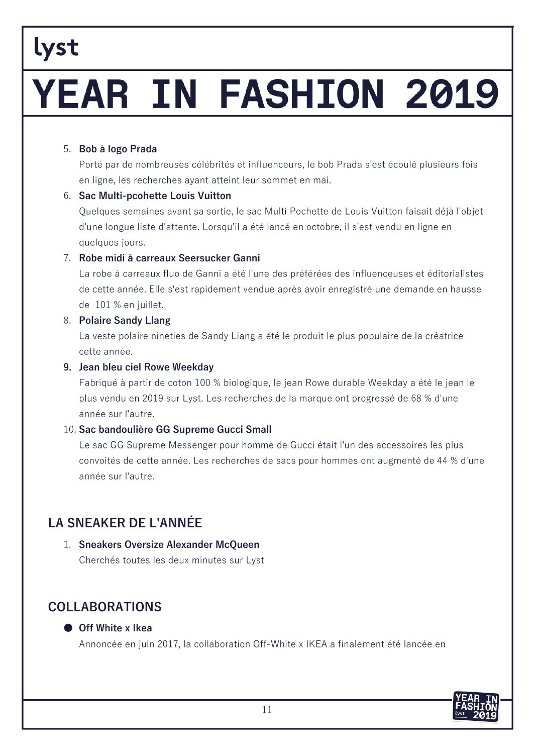5. **Bob à logo Prada**
   Porté par de nombreuses célébrités et influenceurs, le bob Prada s'est écoulé plusieurs fois en ligne, les recherches ayant atteint leur sommet en mai.
6. **Sac Multi-pcohette Louis Vuitton**
   Quelques semaines avant sa sortie, le sac Multi Pochette de Louis Vuitton faisait déjà l'objet d'une longue liste d'attente. Lorsqu'il a été lancé en octobre, il s'est vendu en ligne en quelques jours.
7. **Robe midi à carreaux Seersucker Ganni**
   La robe à carreaux fluo de Ganni a été l'une des préférées des influenceuses et éditorialistes de cette année. Elle s'est rapidement vendue après avoir enregistré une demande en hausse de 101 % en juillet.
8. **Polaire Sandy Llang**
   La veste polaire nineties de Sandy Liang a été le produit le plus populaire de la créatrice cette année.
9. **Jean bleu ciel Rowe Weekday**
   Fabriqué à partir de coton 100 % biologique, le jean Rowe durable Weekday a été le jean le plus vendu en 2019 sur Lyst. Les recherches de la marque ont progressé de 68 % d'une année sur l'autre.
10. **Sac bandoulière GG Supreme Gucci Small**
    Le sac GG Supreme Messenger pour homme de Gucci était l'un des accessoires les plus convoités de cette année. Les recherches de sacs pour hommes ont augmenté de 44 % d'une année sur l'autre.

## LA SNEAKER DE L'ANNÉE

1. **Sneakers Oversize Alexander McQueen**
   Cherchés toutes les deux minutes sur Lyst

## COLLABORATIONS

- **Off White x Ikea**
  Annoncée en juin 2017, la collaboration Off-White x IKEA a finalement été lancée en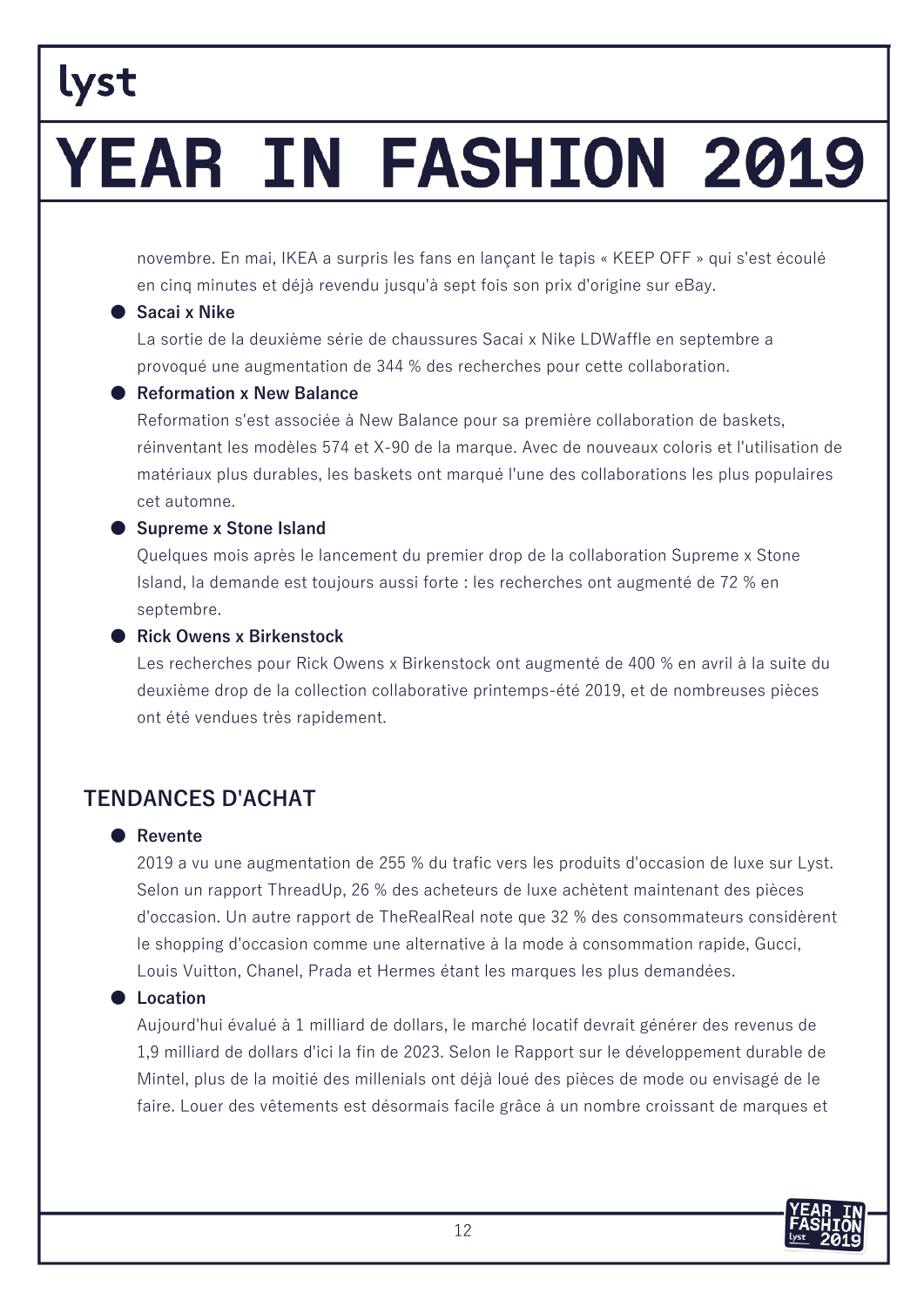novembre. En mai, IKEA a surpris les fans en lançant le tapis « KEEP OFF » qui s'est écoulé en cinq minutes et déjà revendu jusqu'à sept fois son prix d'origine sur eBay.

- **Sacai x Nike**
  La sortie de la deuxième série de chaussures Sacai x Nike LDWaffle en septembre a provoqué une augmentation de 344 % des recherches pour cette collaboration.
- **Reformation x New Balance**
  Reformation s'est associée à New Balance pour sa première collaboration de baskets, réinventant les modèles 574 et X-90 de la marque. Avec de nouveaux coloris et l'utilisation de matériaux plus durables, les baskets ont marqué l'une des collaborations les plus populaires cet automne.
- **Supreme x Stone Island**
  Quelques mois après le lancement du premier drop de la collaboration Supreme x Stone Island, la demande est toujours aussi forte : les recherches ont augmenté de 72 % en septembre.
- **Rick Owens x Birkenstock**
  Les recherches pour Rick Owens x Birkenstock ont augmenté de 400 % en avril à la suite du deuxième drop de la collection collaborative printemps-été 2019, et de nombreuses pièces ont été vendues très rapidement.

## TENDANCES D'ACHAT

- **Revente**
  2019 a vu une augmentation de 255 % du trafic vers les produits d'occasion de luxe sur Lyst. Selon un rapport ThreadUp, 26 % des acheteurs de luxe achètent maintenant des pièces d'occasion. Un autre rapport de TheRealReal note que 32 % des consommateurs considèrent le shopping d'occasion comme une alternative à la mode à consommation rapide, Gucci, Louis Vuitton, Chanel, Prada et Hermes étant les marques les plus demandées.
- **Location**
  Aujourd'hui évalué à 1 milliard de dollars, le marché locatif devrait générer des revenus de 1,9 milliard de dollars d'ici la fin de 2023. Selon le Rapport sur le développement durable de Mintel, plus de la moitié des millenials ont déjà loué des pièces de mode ou envisagé de le faire. Louer des vêtements est désormais facile grâce à un nombre croissant de marques et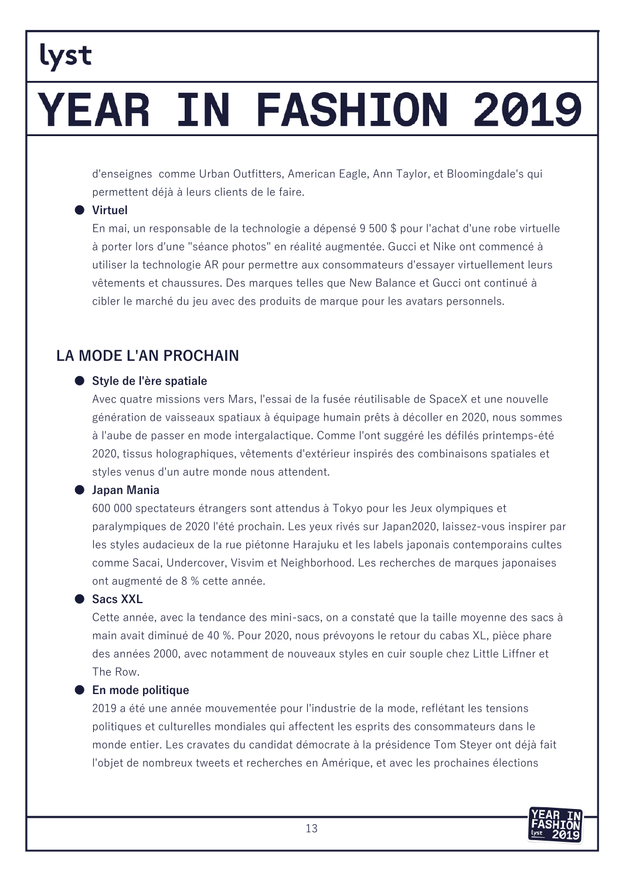d'enseignes comme Urban Outfitters, American Eagle, Ann Taylor, et Bloomingdale's qui permettent déjà à leurs clients de le faire.

- **Virtuel**
  En mai, un responsable de la technologie a dépensé 9 500 $ pour l'achat d'une robe virtuelle à porter lors d'une "séance photos" en réalité augmentée. Gucci et Nike ont commencé à utiliser la technologie AR pour permettre aux consommateurs d'essayer virtuellement leurs vêtements et chaussures. Des marques telles que New Balance et Gucci ont continué à cibler le marché du jeu avec des produits de marque pour les avatars personnels.

## LA MODE L'AN PROCHAIN

- **Style de l'ère spatiale**
  Avec quatre missions vers Mars, l'essai de la fusée réutilisable de SpaceX et une nouvelle génération de vaisseaux spatiaux à équipage humain prêts à décoller en 2020, nous sommes à l'aube de passer en mode intergalactique. Comme l'ont suggéré les défilés printemps-été 2020, tissus holographiques, vêtements d'extérieur inspirés des combinaisons spatiales et styles venus d'un autre monde nous attendent.
- **Japan Mania**
  600 000 spectateurs étrangers sont attendus à Tokyo pour les Jeux olympiques et paralympiques de 2020 l'été prochain. Les yeux rivés sur Japan2020, laissez-vous inspirer par les styles audacieux de la rue piétonne Harajuku et les labels japonais contemporains cultes comme Sacai, Undercover, Visvim et Neighborhood. Les recherches de marques japonaises ont augmenté de 8 % cette année.
- **Sacs XXL**
  Cette année, avec la tendance des mini-sacs, on a constaté que la taille moyenne des sacs à main avait diminué de 40 %. Pour 2020, nous prévoyons le retour du cabas XL, pièce phare des années 2000, avec notamment de nouveaux styles en cuir souple chez Little Liffner et The Row.
- **En mode politique**
  2019 a été une année mouvementée pour l'industrie de la mode, reflétant les tensions politiques et culturelles mondiales qui affectent les esprits des consommateurs dans le monde entier. Les cravates du candidat démocrate à la présidence Tom Steyer ont déjà fait l'objet de nombreux tweets et recherches en Amérique, et avec les prochaines élections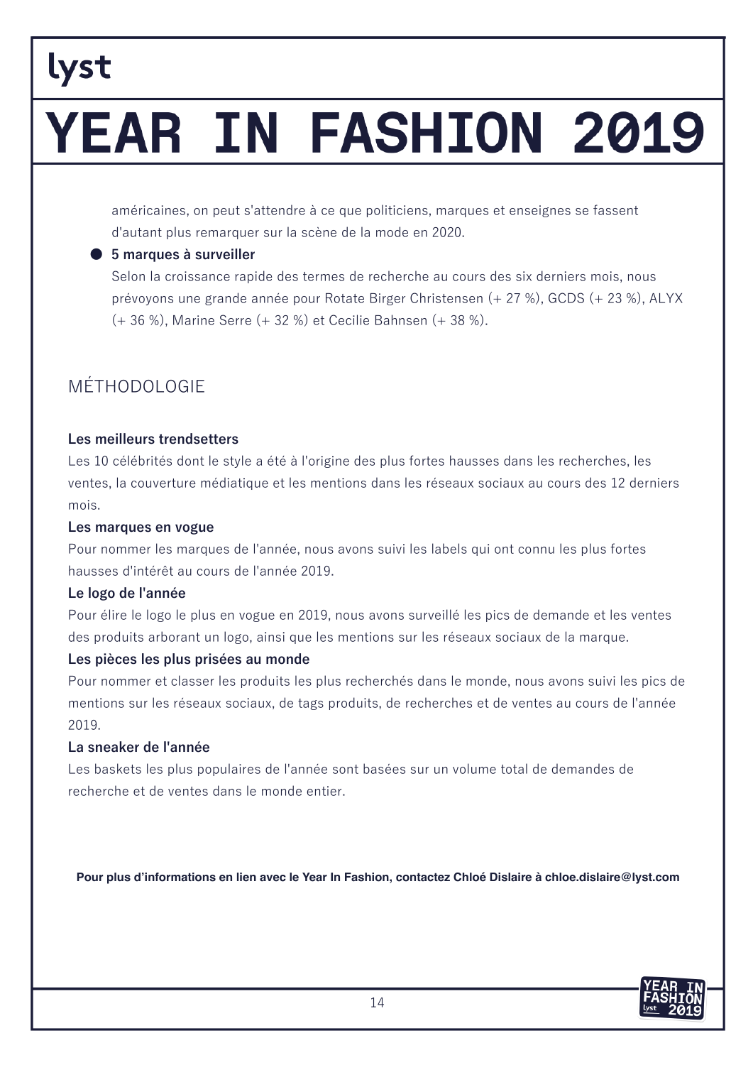américaines, on peut s'attendre à ce que politiciens, marques et enseignes se fassent d'autant plus remarquer sur la scène de la mode en 2020.

- **5 marques à surveiller**
  Selon la croissance rapide des termes de recherche au cours des six derniers mois, nous prévoyons une grande année pour Rotate Birger Christensen (+ 27 %), GCDS (+ 23 %), ALYX (+ 36 %), Marine Serre (+ 32 %) et Cecilie Bahnsen (+ 38 %).

## MÉTHODOLOGIE

**Les meilleurs trendsetters**
Les 10 célébrités dont le style a été à l'origine des plus fortes hausses dans les recherches, les ventes, la couverture médiatique et les mentions dans les réseaux sociaux au cours des 12 derniers mois.

**Les marques en vogue**
Pour nommer les marques de l'année, nous avons suivi les labels qui ont connu les plus fortes hausses d'intérêt au cours de l'année 2019.

**Le logo de l'année**
Pour élire le logo le plus en vogue en 2019, nous avons surveillé les pics de demande et les ventes des produits arborant un logo, ainsi que les mentions sur les réseaux sociaux de la marque.

**Les pièces les plus prisées au monde**
Pour nommer et classer les produits les plus recherchés dans le monde, nous avons suivi les pics de mentions sur les réseaux sociaux, de tags produits, de recherches et de ventes au cours de l'année 2019.

**La sneaker de l'année**
Les baskets les plus populaires de l'année sont basées sur un volume total de demandes de recherche et de ventes dans le monde entier.

**Pour plus d'informations en lien avec le Year In Fashion, contactez Chloé Dislaire à chloe.dislaire@lyst.com**